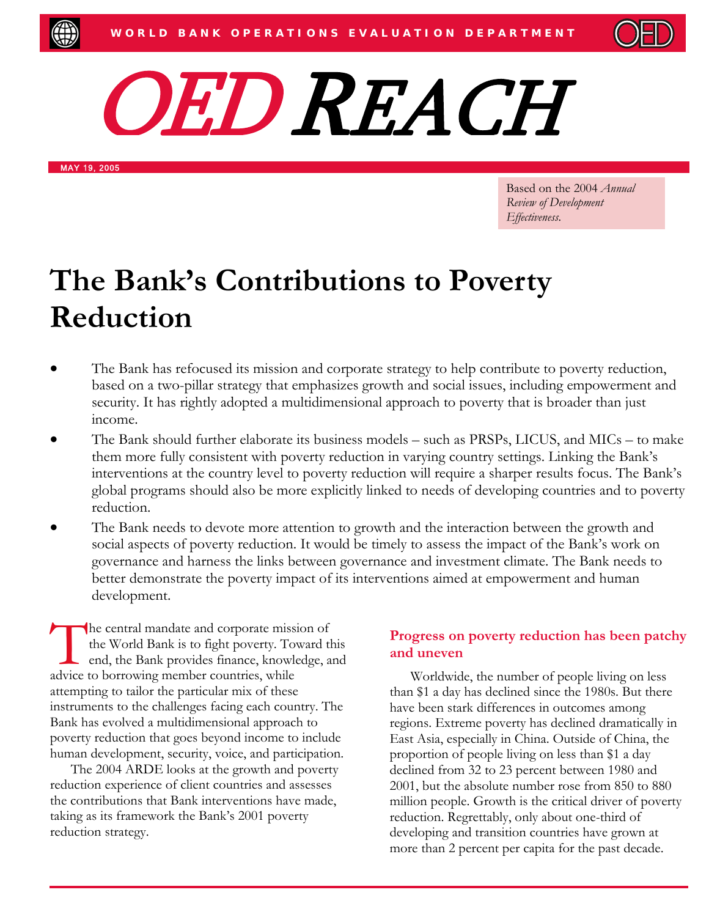WORLD BANK OPERATIONS EVALUATION DEPARTMENT

# OED REACH

MAY 19, 2005

Based on the 2004 *Annual Review of Development Effectiveness.*

## The Bank's Contributions to Poverty Reduction

- The Bank has refocused its mission and corporate strategy to help contribute to poverty reduction, based on a two-pillar strategy that emphasizes growth and social issues, including empowerment and security. It has rightly adopted a multidimensional approach to poverty that is broader than just income.
- The Bank should further elaborate its business models – such as PRSPs, LICUS, and MICs – to make them more fully consistent with poverty reduction in varying country settings. Linking the Bank's interventions at the country level to poverty reduction will require a sharper results focus. The Bank's global programs should also be more explicitly linked to needs of developing countries and to poverty reduction.
- The Bank needs to devote more attention to growth and the interaction between the growth and social aspects of poverty reduction. It would be timely to assess the impact of the Bank's work on governance and harness the links between governance and investment climate. The Bank needs to better demonstrate the poverty impact of its interventions aimed at empowerment and human development.

The central mandate and corporate mission of the World Bank is to fight poverty. Toward this end, the Bank provides finance, knowledge, and advice to borrowing member countries, while attempting to tailor the particular mix of these instruments to the challenges facing each country. The Bank has evolved a multidimensional approach to poverty reduction that goes beyond income to include human development, security, voice, and participation.

The 2004 ARDE looks at the growth and poverty reduction experience of client countries and assesses the contributions that Bank interventions have made, taking as its framework the Bank's 2001 poverty reduction strategy.

### Progress on poverty reduction has been patchy and uneven

Worldwide, the number of people living on less than $1 a day has declined since the 1980s. But there have been stark differences in outcomes among regions. Extreme poverty has declined dramatically in East Asia, especially in China. Outside of China, the proportion of people living on less than $1 a day declined from 32 to 23 percent between 1980 and 2001, but the absolute number rose from 850 to 880 million people. Growth is the critical driver of poverty reduction. Regrettably, only about one-third of developing and transition countries have grown at more than 2 percent per capita for the past decade.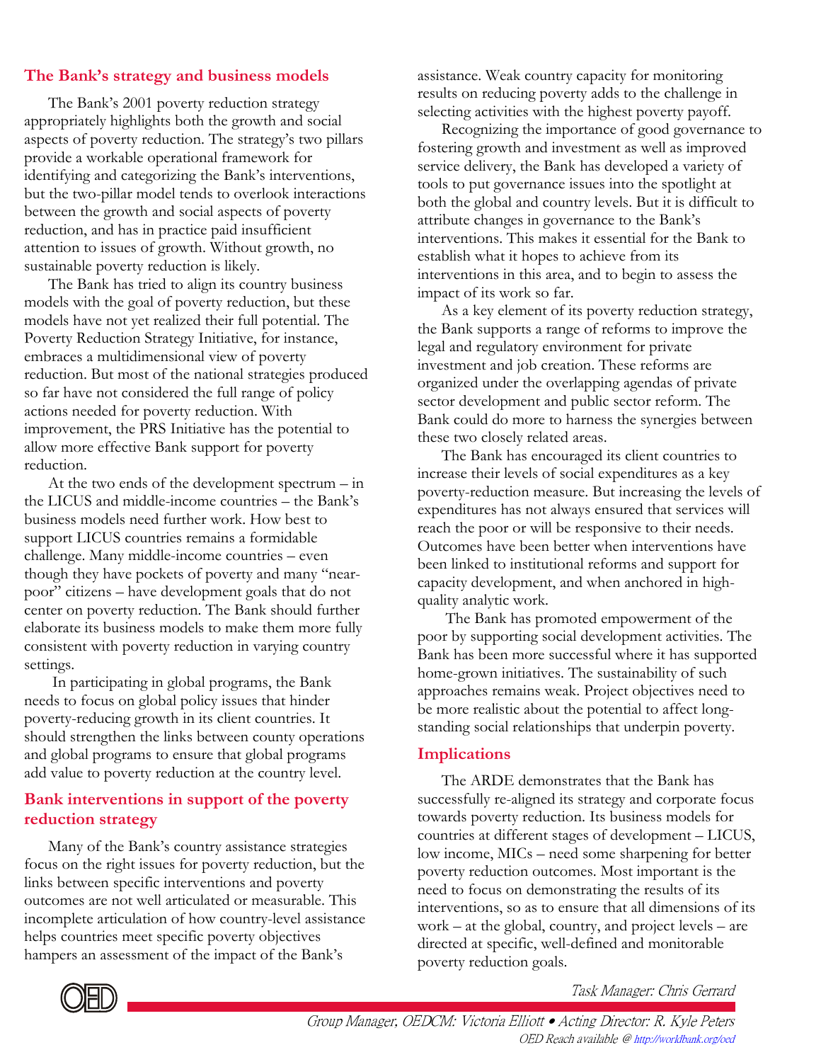## The Bank's strategy and business models

The Bank's 2001 poverty reduction strategy appropriately highlights both the growth and social aspects of poverty reduction. The strategy's two pillars provide a workable operational framework for identifying and categorizing the Bank's interventions, but the two-pillar model tends to overlook interactions between the growth and social aspects of poverty reduction, and has in practice paid insufficient attention to issues of growth. Without growth, no sustainable poverty reduction is likely.

The Bank has tried to align its country business models with the goal of poverty reduction, but these models have not yet realized their full potential. The Poverty Reduction Strategy Initiative, for instance, embraces a multidimensional view of poverty reduction. But most of the national strategies produced so far have not considered the full range of policy actions needed for poverty reduction. With improvement, the PRS Initiative has the potential to allow more effective Bank support for poverty reduction.

At the two ends of the development spectrum – in the LICUS and middle-income countries – the Bank's business models need further work. How best to support LICUS countries remains a formidable challenge. Many middle-income countries – even though they have pockets of poverty and many "near-poor" citizens – have development goals that do not center on poverty reduction. The Bank should further elaborate its business models to make them more fully consistent with poverty reduction in varying country settings.

In participating in global programs, the Bank needs to focus on global policy issues that hinder poverty-reducing growth in its client countries. It should strengthen the links between county operations and global programs to ensure that global programs add value to poverty reduction at the country level.

## Bank interventions in support of the poverty reduction strategy

Many of the Bank's country assistance strategies focus on the right issues for poverty reduction, but the links between specific interventions and poverty outcomes are not well articulated or measurable. This incomplete articulation of how country-level assistance helps countries meet specific poverty objectives hampers an assessment of the impact of the Bank's assistance. Weak country capacity for monitoring results on reducing poverty adds to the challenge in selecting activities with the highest poverty payoff.

Recognizing the importance of good governance to fostering growth and investment as well as improved service delivery, the Bank has developed a variety of tools to put governance issues into the spotlight at both the global and country levels. But it is difficult to attribute changes in governance to the Bank's interventions. This makes it essential for the Bank to establish what it hopes to achieve from its interventions in this area, and to begin to assess the impact of its work so far.

As a key element of its poverty reduction strategy, the Bank supports a range of reforms to improve the legal and regulatory environment for private investment and job creation. These reforms are organized under the overlapping agendas of private sector development and public sector reform. The Bank could do more to harness the synergies between these two closely related areas.

The Bank has encouraged its client countries to increase their levels of social expenditures as a key poverty-reduction measure. But increasing the levels of expenditures has not always ensured that services will reach the poor or will be responsive to their needs. Outcomes have been better when interventions have been linked to institutional reforms and support for capacity development, and when anchored in high-quality analytic work.

The Bank has promoted empowerment of the poor by supporting social development activities. The Bank has been more successful where it has supported home-grown initiatives. The sustainability of such approaches remains weak. Project objectives need to be more realistic about the potential to affect long-standing social relationships that underpin poverty.

## Implications

The ARDE demonstrates that the Bank has successfully re-aligned its strategy and corporate focus towards poverty reduction. Its business models for countries at different stages of development – LICUS, low income, MICs – need some sharpening for better poverty reduction outcomes. Most important is the need to focus on demonstrating the results of its interventions, so as to ensure that all dimensions of its work – at the global, country, and project levels – are directed at specific, well-defined and monitorable poverty reduction goals.

*Task Manager: Chris Gerrard*

*Group Manager, OEDCM: Victoria Elliott • Acting Director: R. Kyle Peters*

*OED Reach available @ http://worldbank.org/oed*